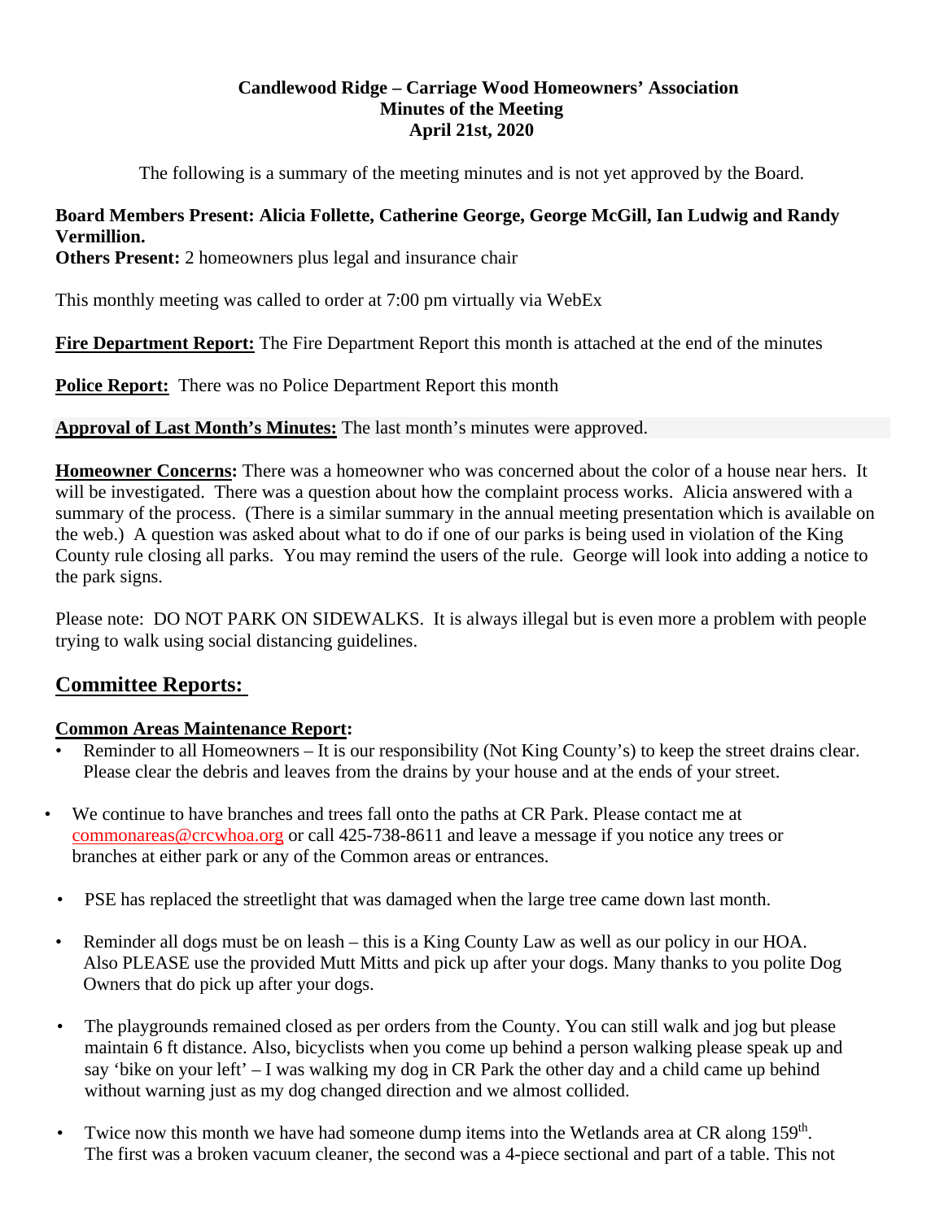**Candlewood Ridge – Carriage Wood Homeowners' Association**
**Minutes of the Meeting**
**April 21st, 2020**

The following is a summary of the meeting minutes and is not yet approved by the Board.

**Board Members Present: Alicia Follette, Catherine George, George McGill, Ian Ludwig and Randy Vermillion.**
**Others Present:** 2 homeowners plus legal and insurance chair

This monthly meeting was called to order at 7:00 pm virtually via WebEx

**Fire Department Report:** The Fire Department Report this month is attached at the end of the minutes

**Police Report:** There was no Police Department Report this month

**Approval of Last Month's Minutes:** The last month's minutes were approved.

**Homeowner Concerns:** There was a homeowner who was concerned about the color of a house near hers. It will be investigated. There was a question about how the complaint process works. Alicia answered with a summary of the process. (There is a similar summary in the annual meeting presentation which is available on the web.) A question was asked about what to do if one of our parks is being used in violation of the King County rule closing all parks. You may remind the users of the rule. George will look into adding a notice to the park signs.

Please note: DO NOT PARK ON SIDEWALKS. It is always illegal but is even more a problem with people trying to walk using social distancing guidelines.

## Committee Reports:

### Common Areas Maintenance Report:

- Reminder to all Homeowners – It is our responsibility (Not King County's) to keep the street drains clear. Please clear the debris and leaves from the drains by your house and at the ends of your street.
- We continue to have branches and trees fall onto the paths at CR Park. Please contact me at commonareas@crcwhoa.org or call 425-738-8611 and leave a message if you notice any trees or branches at either park or any of the Common areas or entrances.
- PSE has replaced the streetlight that was damaged when the large tree came down last month.
- Reminder all dogs must be on leash – this is a King County Law as well as our policy in our HOA. Also PLEASE use the provided Mutt Mitts and pick up after your dogs. Many thanks to you polite Dog Owners that do pick up after your dogs.
- The playgrounds remained closed as per orders from the County. You can still walk and jog but please maintain 6 ft distance. Also, bicyclists when you come up behind a person walking please speak up and say 'bike on your left' – I was walking my dog in CR Park the other day and a child came up behind without warning just as my dog changed direction and we almost collided.
- Twice now this month we have had someone dump items into the Wetlands area at CR along 159th. The first was a broken vacuum cleaner, the second was a 4-piece sectional and part of a table. This not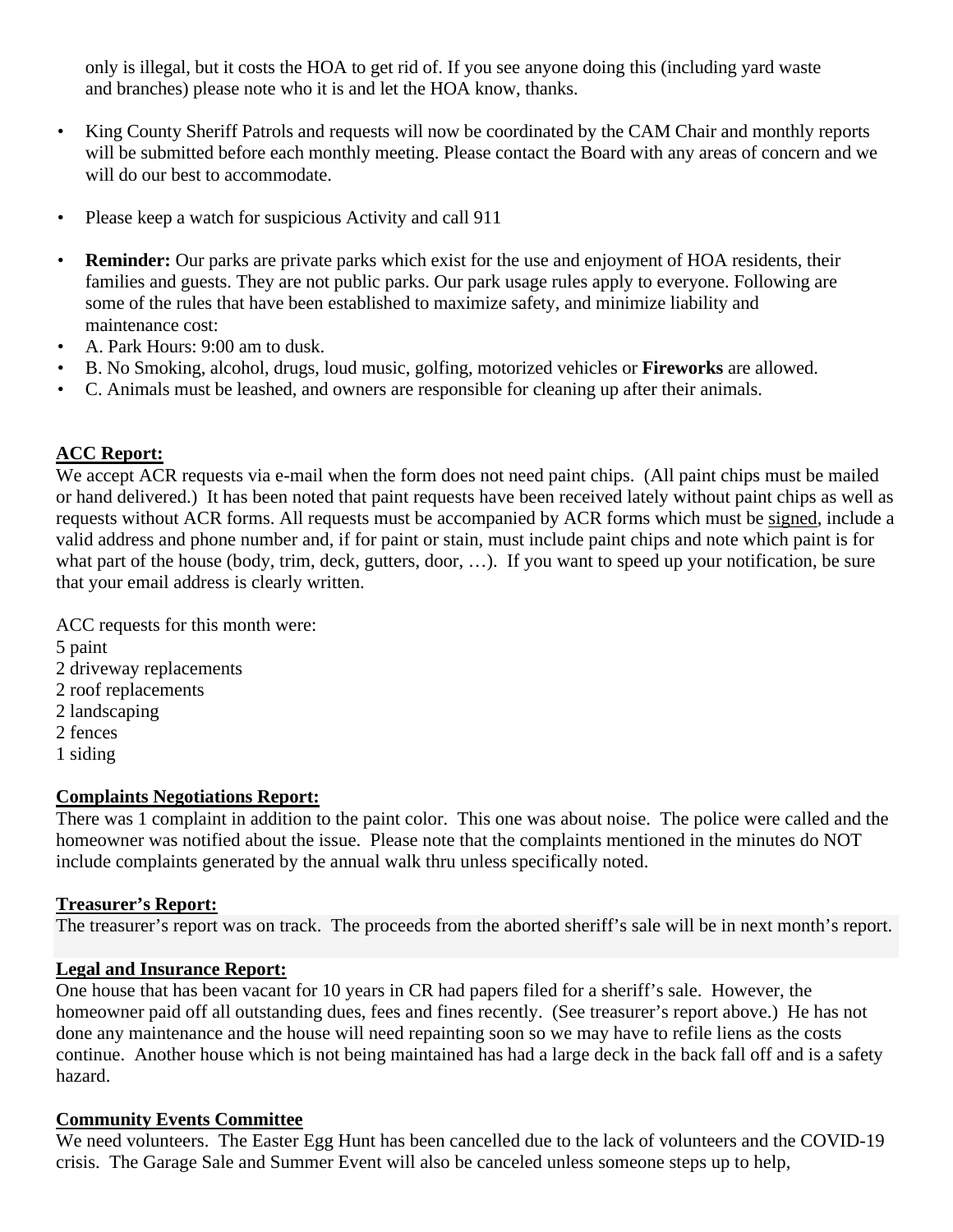only is illegal, but it costs the HOA to get rid of. If you see anyone doing this (including yard waste and branches) please note who it is and let the HOA know, thanks.

- King County Sheriff Patrols and requests will now be coordinated by the CAM Chair and monthly reports will be submitted before each monthly meeting. Please contact the Board with any areas of concern and we will do our best to accommodate.

- Please keep a watch for suspicious Activity and call 911

- **Reminder:** Our parks are private parks which exist for the use and enjoyment of HOA residents, their families and guests. They are not public parks. Our park usage rules apply to everyone. Following are some of the rules that have been established to maximize safety, and minimize liability and maintenance cost:
- A. Park Hours: 9:00 am to dusk.
- B. No Smoking, alcohol, drugs, loud music, golfing, motorized vehicles or **Fireworks** are allowed.
- C. Animals must be leashed, and owners are responsible for cleaning up after their animals.

**ACC Report:**

We accept ACR requests via e-mail when the form does not need paint chips. (All paint chips must be mailed or hand delivered.) It has been noted that paint requests have been received lately without paint chips as well as requests without ACR forms. All requests must be accompanied by ACR forms which must be signed, include a valid address and phone number and, if for paint or stain, must include paint chips and note which paint is for what part of the house (body, trim, deck, gutters, door, …). If you want to speed up your notification, be sure that your email address is clearly written.

ACC requests for this month were:
5 paint
2 driveway replacements
2 roof replacements
2 landscaping
2 fences
1 siding

**Complaints Negotiations Report:**

There was 1 complaint in addition to the paint color. This one was about noise. The police were called and the homeowner was notified about the issue. Please note that the complaints mentioned in the minutes do NOT include complaints generated by the annual walk thru unless specifically noted.

**Treasurer's Report:**

The treasurer's report was on track. The proceeds from the aborted sheriff's sale will be in next month's report.

**Legal and Insurance Report:**

One house that has been vacant for 10 years in CR had papers filed for a sheriff's sale. However, the homeowner paid off all outstanding dues, fees and fines recently. (See treasurer's report above.) He has not done any maintenance and the house will need repainting soon so we may have to refile liens as the costs continue. Another house which is not being maintained has had a large deck in the back fall off and is a safety hazard.

**Community Events Committee**

We need volunteers. The Easter Egg Hunt has been cancelled due to the lack of volunteers and the COVID-19 crisis. The Garage Sale and Summer Event will also be canceled unless someone steps up to help,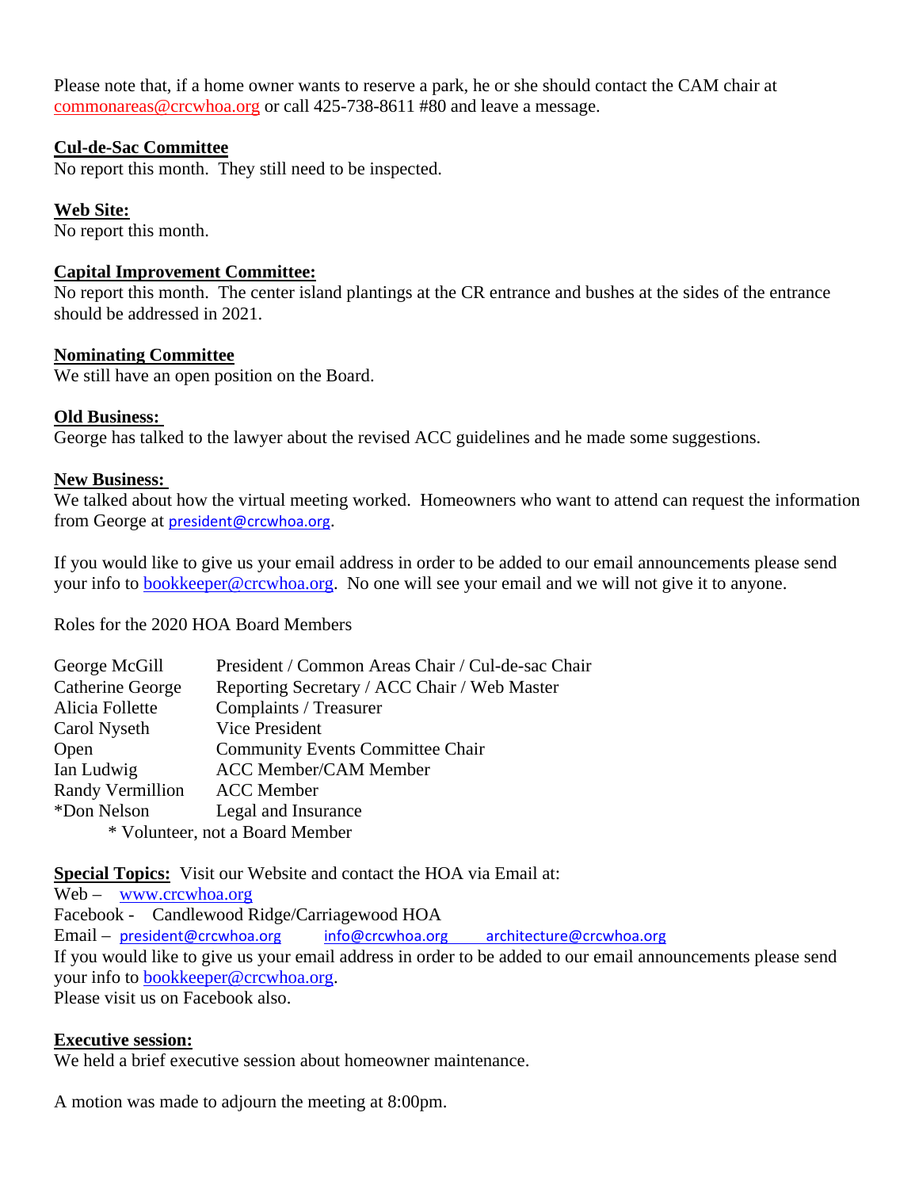Please note that, if a home owner wants to reserve a park, he or she should contact the CAM chair at commonareas@crcwhoa.org or call 425-738-8611 #80 and leave a message.

**Cul-de-Sac Committee**
No report this month. They still need to be inspected.

**Web Site:**
No report this month.

**Capital Improvement Committee:**
No report this month. The center island plantings at the CR entrance and bushes at the sides of the entrance should be addressed in 2021.

**Nominating Committee**
We still have an open position on the Board.

**Old Business:**
George has talked to the lawyer about the revised ACC guidelines and he made some suggestions.

**New Business:**
We talked about how the virtual meeting worked. Homeowners who want to attend can request the information from George at president@crcwhoa.org.

If you would like to give us your email address in order to be added to our email announcements please send your info to bookkeeper@crcwhoa.org. No one will see your email and we will not give it to anyone.

Roles for the 2020 HOA Board Members

| | |
|---|---|
| George McGill | President / Common Areas Chair / Cul-de-sac Chair |
| Catherine George | Reporting Secretary / ACC Chair / Web Master |
| Alicia Follette | Complaints / Treasurer |
| Carol Nyseth | Vice President |
| Open | Community Events Committee Chair |
| Ian Ludwig | ACC Member/CAM Member |
| Randy Vermillion | ACC Member |
| *Don Nelson | Legal and Insurance |

\* Volunteer, not a Board Member

**Special Topics:** Visit our Website and contact the HOA via Email at:
Web – www.crcwhoa.org
Facebook - Candlewood Ridge/Carriagewood HOA
Email – president@crcwhoa.org info@crcwhoa.org architecture@crcwhoa.org
If you would like to give us your email address in order to be added to our email announcements please send your info to bookkeeper@crcwhoa.org.
Please visit us on Facebook also.

**Executive session:**
We held a brief executive session about homeowner maintenance.

A motion was made to adjourn the meeting at 8:00pm.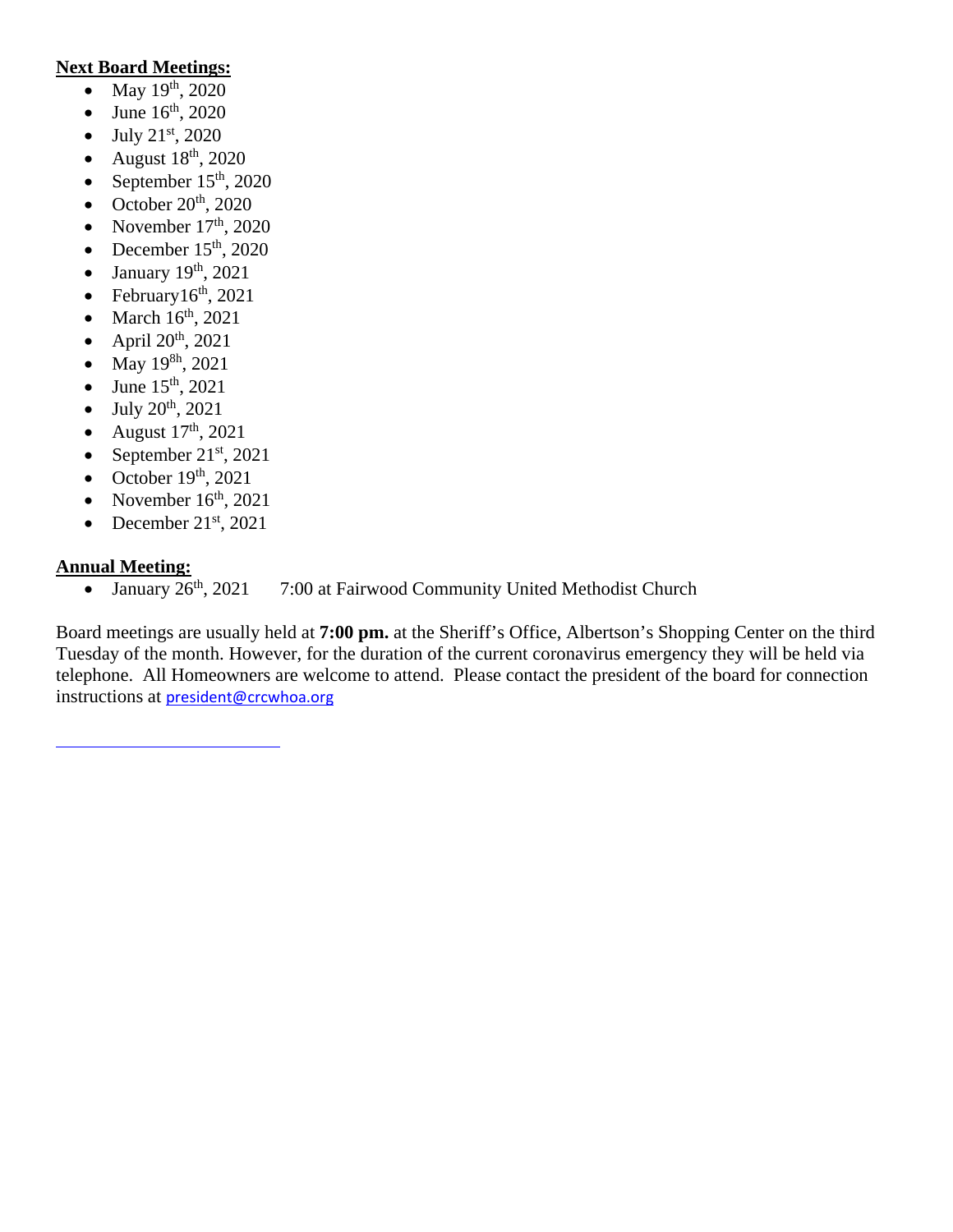**Next Board Meetings:**

- May 19th, 2020
- June 16th, 2020
- July 21st, 2020
- August 18th, 2020
- September 15th, 2020
- October 20th, 2020
- November 17th, 2020
- December 15th, 2020
- January 19th, 2021
- February16th, 2021
- March 16th, 2021
- April 20th, 2021
- May 19[8h], 2021
- June 15th, 2021
- July 20th, 2021
- August 17th, 2021
- September 21st, 2021
- October 19th, 2021
- November 16th, 2021
- December 21st, 2021

**Annual Meeting:**

- January 26th, 2021     7:00 at Fairwood Community United Methodist Church

Board meetings are usually held at **7:00 pm.** at the Sheriff's Office, Albertson's Shopping Center on the third Tuesday of the month. However, for the duration of the current coronavirus emergency they will be held via telephone. All Homeowners are welcome to attend. Please contact the president of the board for connection instructions at president@crcwhoa.org

---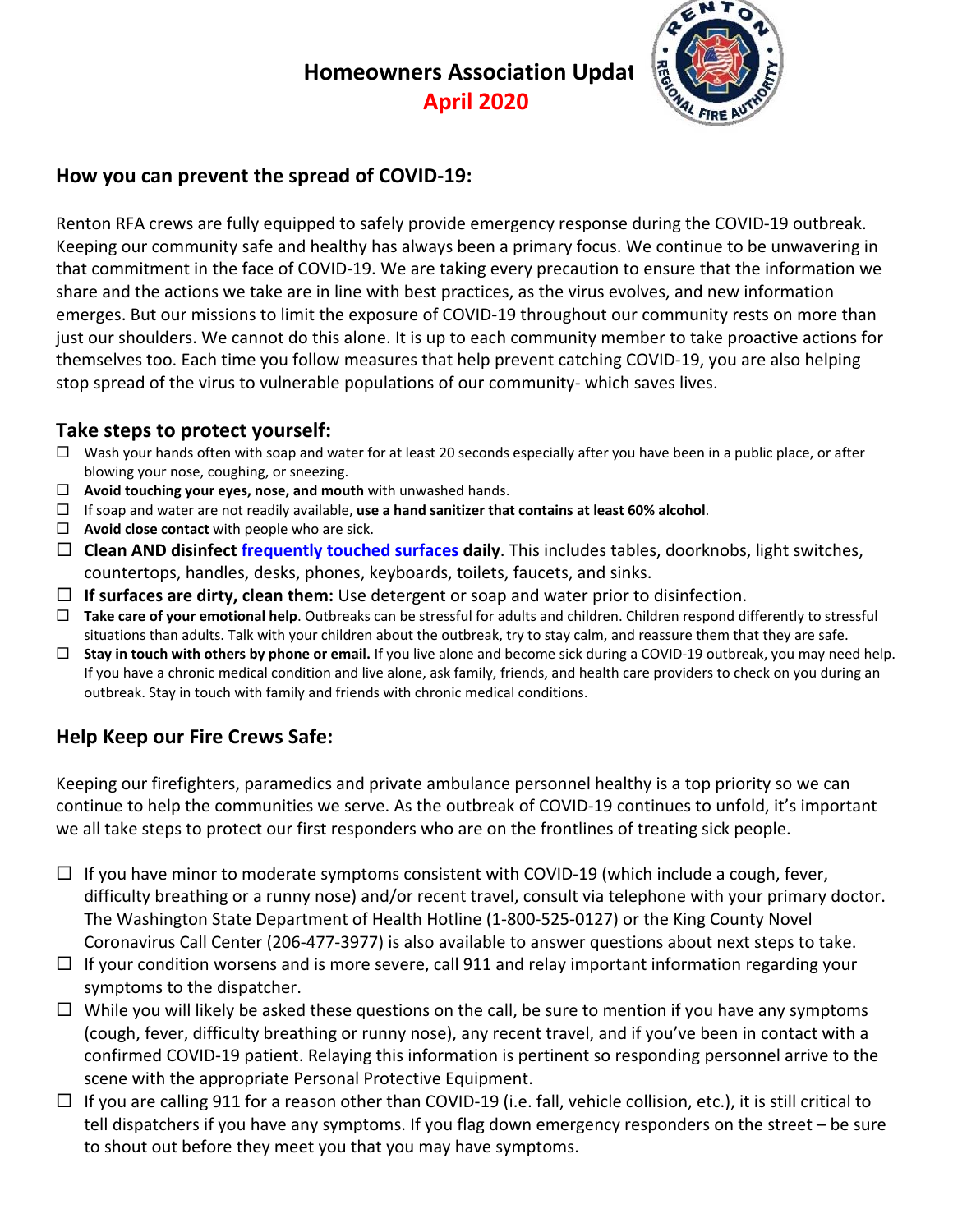# Homeowners Association Updat

**April 2020**

## How you can prevent the spread of COVID-19:

Renton RFA crews are fully equipped to safely provide emergency response during the COVID-19 outbreak. Keeping our community safe and healthy has always been a primary focus. We continue to be unwavering in that commitment in the face of COVID-19. We are taking every precaution to ensure that the information we share and the actions we take are in line with best practices, as the virus evolves, and new information emerges. But our missions to limit the exposure of COVID-19 throughout our community rests on more than just our shoulders. We cannot do this alone. It is up to each community member to take proactive actions for themselves too. Each time you follow measures that help prevent catching COVID-19, you are also helping stop spread of the virus to vulnerable populations of our community- which saves lives.

## Take steps to protect yourself:

- ☐ Wash your hands often with soap and water for at least 20 seconds especially after you have been in a public place, or after blowing your nose, coughing, or sneezing.
- ☐ **Avoid touching your eyes, nose, and mouth** with unwashed hands.
- ☐ If soap and water are not readily available, **use a hand sanitizer that contains at least 60% alcohol**.
- ☐ **Avoid close contact** with people who are sick.
- ☐ **Clean AND disinfect [frequently touched surfaces] daily**. This includes tables, doorknobs, light switches, countertops, handles, desks, phones, keyboards, toilets, faucets, and sinks.
- ☐ **If surfaces are dirty, clean them:** Use detergent or soap and water prior to disinfection.
- ☐ **Take care of your emotional help**. Outbreaks can be stressful for adults and children. Children respond differently to stressful situations than adults. Talk with your children about the outbreak, try to stay calm, and reassure them that they are safe.
- ☐ **Stay in touch with others by phone or email.** If you live alone and become sick during a COVID-19 outbreak, you may need help. If you have a chronic medical condition and live alone, ask family, friends, and health care providers to check on you during an outbreak. Stay in touch with family and friends with chronic medical conditions.

## Help Keep our Fire Crews Safe:

Keeping our firefighters, paramedics and private ambulance personnel healthy is a top priority so we can continue to help the communities we serve. As the outbreak of COVID-19 continues to unfold, it's important we all take steps to protect our first responders who are on the frontlines of treating sick people.

- ☐ If you have minor to moderate symptoms consistent with COVID-19 (which include a cough, fever, difficulty breathing or a runny nose) and/or recent travel, consult via telephone with your primary doctor. The Washington State Department of Health Hotline (1-800-525-0127) or the King County Novel Coronavirus Call Center (206-477-3977) is also available to answer questions about next steps to take.
- ☐ If your condition worsens and is more severe, call 911 and relay important information regarding your symptoms to the dispatcher.
- ☐ While you will likely be asked these questions on the call, be sure to mention if you have any symptoms (cough, fever, difficulty breathing or runny nose), any recent travel, and if you've been in contact with a confirmed COVID-19 patient. Relaying this information is pertinent so responding personnel arrive to the scene with the appropriate Personal Protective Equipment.
- ☐ If you are calling 911 for a reason other than COVID-19 (i.e. fall, vehicle collision, etc.), it is still critical to tell dispatchers if you have any symptoms. If you flag down emergency responders on the street – be sure to shout out before they meet you that you may have symptoms.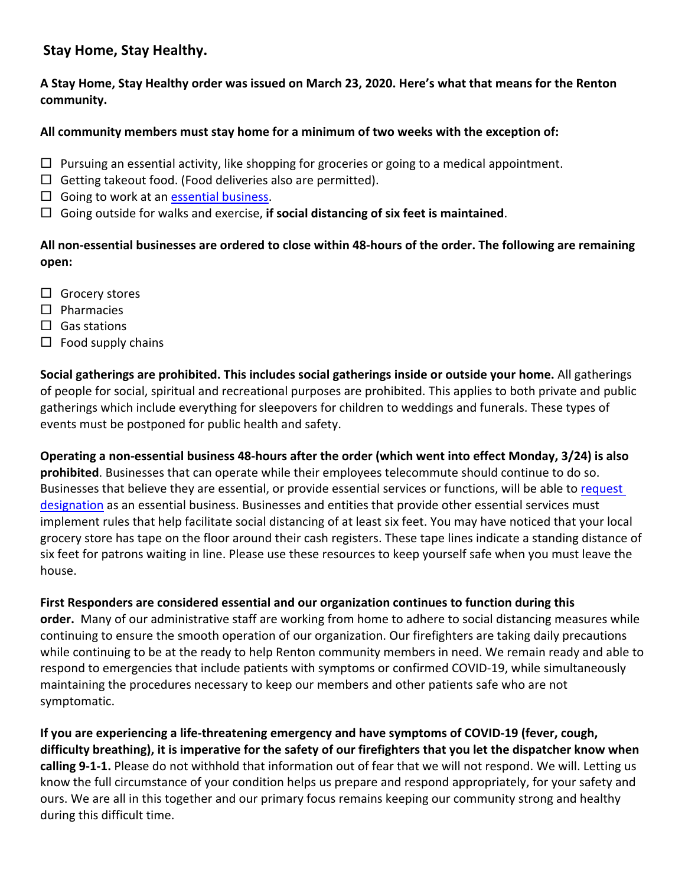## Stay Home, Stay Healthy.

**A Stay Home, Stay Healthy order was issued on March 23, 2020. Here's what that means for the Renton community.**

**All community members must stay home for a minimum of two weeks with the exception of:**

- ☐ Pursuing an essential activity, like shopping for groceries or going to a medical appointment.
- ☐ Getting takeout food. (Food deliveries also are permitted).
- ☐ Going to work at an essential business.
- ☐ Going outside for walks and exercise, **if social distancing of six feet is maintained**.

**All non-essential businesses are ordered to close within 48-hours of the order. The following are remaining open:**

- ☐ Grocery stores
- ☐ Pharmacies
- ☐ Gas stations
- ☐ Food supply chains

**Social gatherings are prohibited. This includes social gatherings inside or outside your home.** All gatherings of people for social, spiritual and recreational purposes are prohibited. This applies to both private and public gatherings which include everything for sleepovers for children to weddings and funerals. These types of events must be postponed for public health and safety.

**Operating a non-essential business 48-hours after the order (which went into effect Monday, 3/24) is also prohibited**. Businesses that can operate while their employees telecommute should continue to do so. Businesses that believe they are essential, or provide essential services or functions, will be able to request designation as an essential business. Businesses and entities that provide other essential services must implement rules that help facilitate social distancing of at least six feet. You may have noticed that your local grocery store has tape on the floor around their cash registers. These tape lines indicate a standing distance of six feet for patrons waiting in line. Please use these resources to keep yourself safe when you must leave the house.

**First Responders are considered essential and our organization continues to function during this order.** Many of our administrative staff are working from home to adhere to social distancing measures while continuing to ensure the smooth operation of our organization. Our firefighters are taking daily precautions while continuing to be at the ready to help Renton community members in need. We remain ready and able to respond to emergencies that include patients with symptoms or confirmed COVID-19, while simultaneously maintaining the procedures necessary to keep our members and other patients safe who are not symptomatic.

**If you are experiencing a life-threatening emergency and have symptoms of COVID-19 (fever, cough, difficulty breathing), it is imperative for the safety of our firefighters that you let the dispatcher know when calling 9-1-1.** Please do not withhold that information out of fear that we will not respond. We will. Letting us know the full circumstance of your condition helps us prepare and respond appropriately, for your safety and ours. We are all in this together and our primary focus remains keeping our community strong and healthy during this difficult time.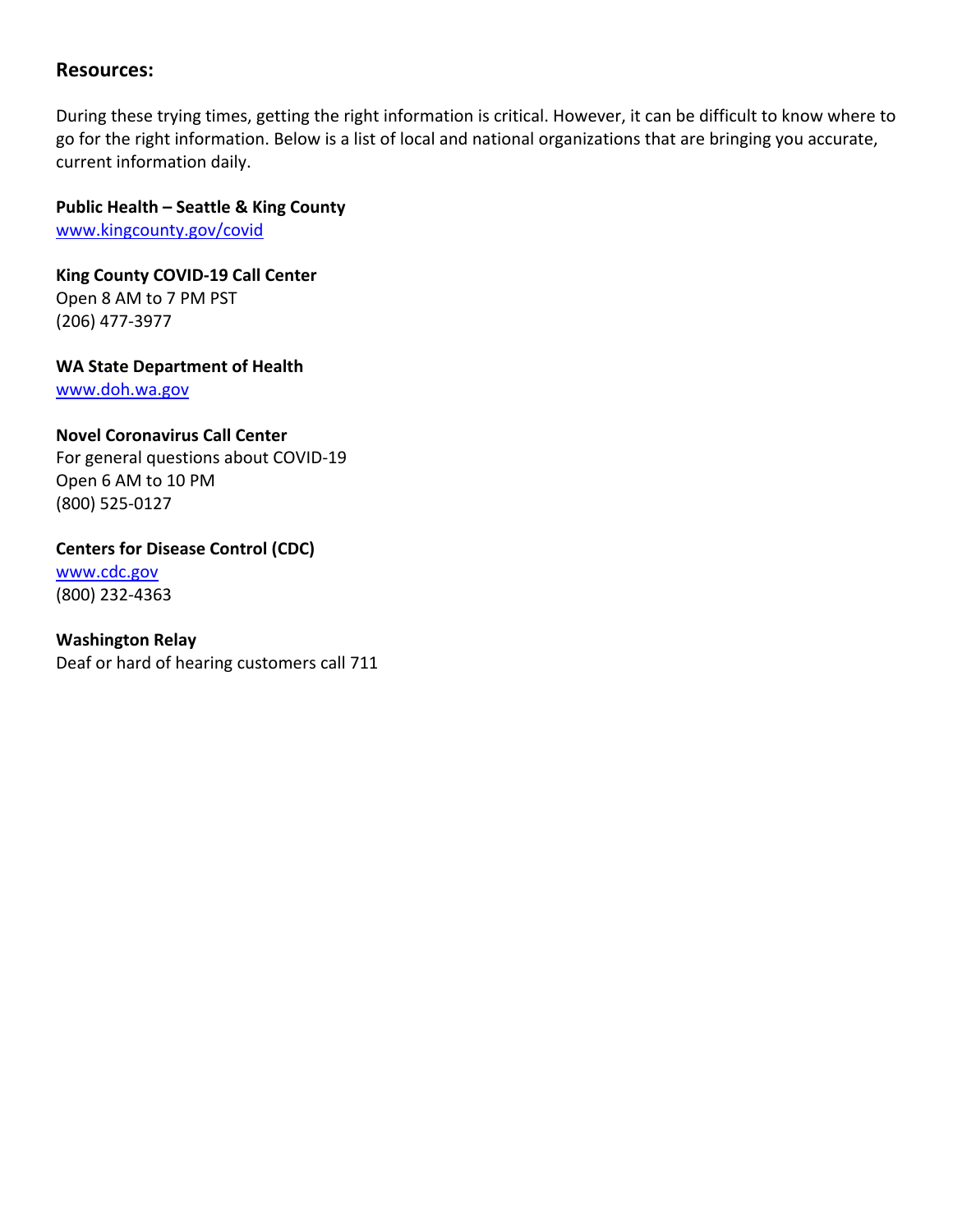## Resources:

During these trying times, getting the right information is critical. However, it can be difficult to know where to go for the right information. Below is a list of local and national organizations that are bringing you accurate, current information daily.

**Public Health – Seattle & King County**
www.kingcounty.gov/covid

**King County COVID-19 Call Center**
Open 8 AM to 7 PM PST
(206) 477-3977

**WA State Department of Health**
www.doh.wa.gov

**Novel Coronavirus Call Center**
For general questions about COVID-19
Open 6 AM to 10 PM
(800) 525-0127

**Centers for Disease Control (CDC)**
www.cdc.gov
(800) 232-4363

**Washington Relay**
Deaf or hard of hearing customers call 711